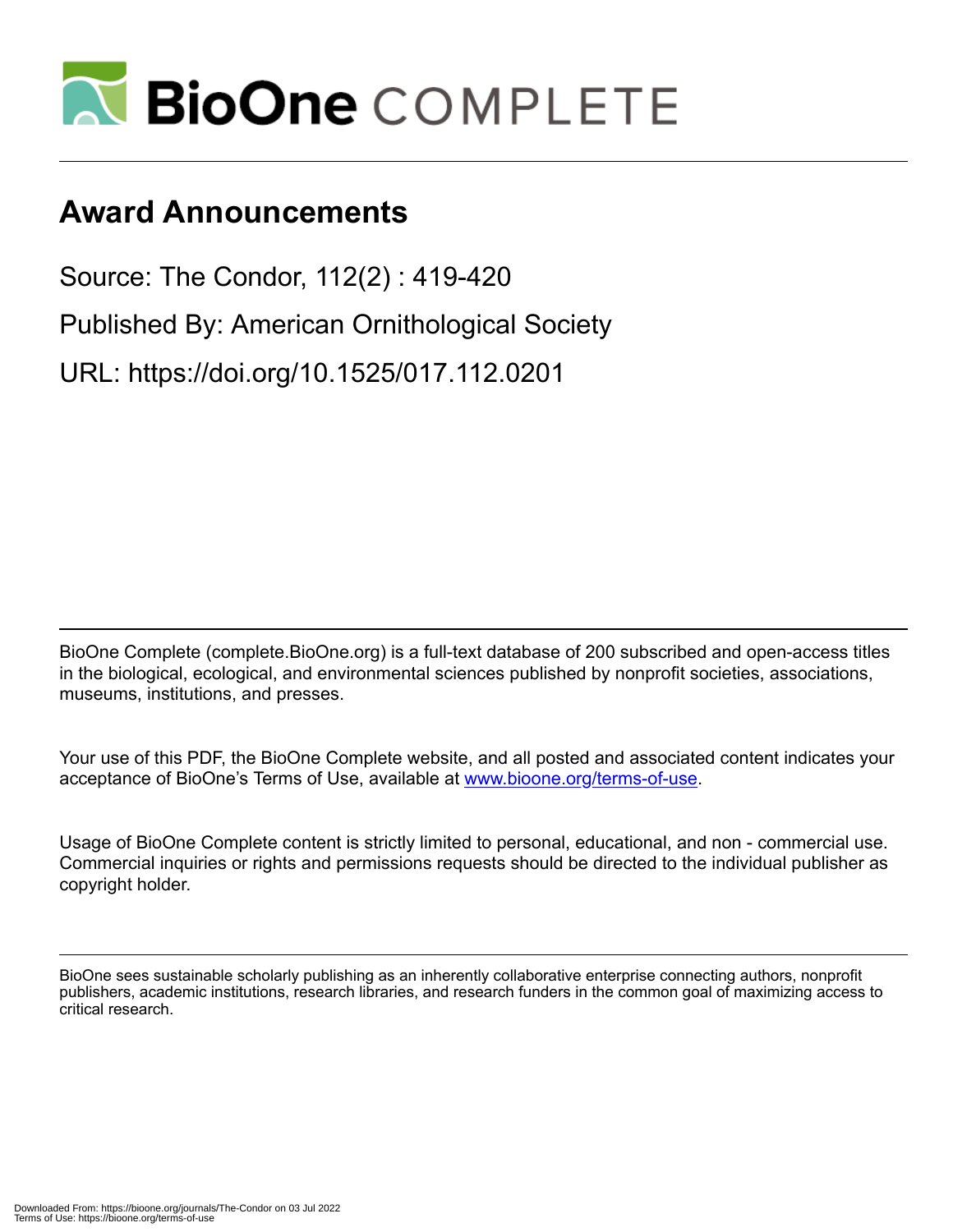# Award Announcements

Source: The Condor, 112(2) : 419-420

Published By: American Ornithological Society

URL: https://doi.org/10.1525/017.112.0201

BioOne Complete (complete.BioOne.org) is a full-text database of 200 subscribed and open-access titles in the biological, ecological, and environmental sciences published by nonprofit societies, associations, museums, institutions, and presses.

Your use of this PDF, the BioOne Complete website, and all posted and associated content indicates your acceptance of BioOne's Terms of Use, available at www.bioone.org/terms-of-use.

Usage of BioOne Complete content is strictly limited to personal, educational, and non - commercial use. Commercial inquiries or rights and permissions requests should be directed to the individual publisher as copyright holder.

BioOne sees sustainable scholarly publishing as an inherently collaborative enterprise connecting authors, nonprofit publishers, academic institutions, research libraries, and research funders in the common goal of maximizing access to critical research.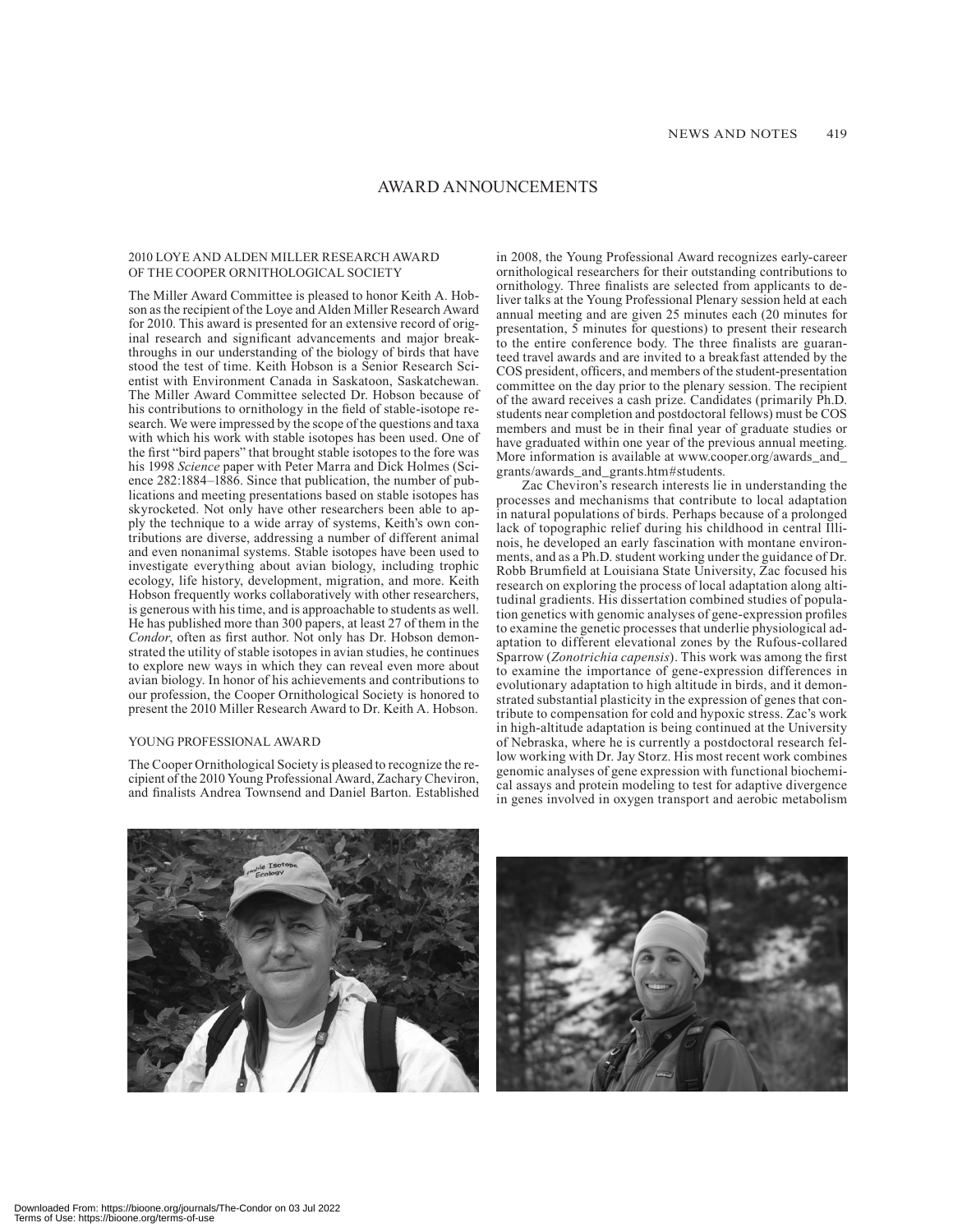# AWARD ANNOUNCEMENTS

## 2010 LOYE AND ALDEN MILLER RESEARCH AWARD OF THE COOPER ORNITHOLOGICAL SOCIETY

The Miller Award Committee is pleased to honor Keith A. Hobson as the recipient of the Loye and Alden Miller Research Award for 2010. This award is presented for an extensive record of original research and significant advancements and major breakthroughs in our understanding of the biology of birds that have stood the test of time. Keith Hobson is a Senior Research Scientist with Environment Canada in Saskatoon, Saskatchewan. The Miller Award Committee selected Dr. Hobson because of his contributions to ornithology in the field of stable-isotope research. We were impressed by the scope of the questions and taxa with which his work with stable isotopes has been used. One of the first "bird papers" that brought stable isotopes to the fore was his 1998 *Science* paper with Peter Marra and Dick Holmes (Science 282:1884–1886. Since that publication, the number of publications and meeting presentations based on stable isotopes has skyrocketed. Not only have other researchers been able to apply the technique to a wide array of systems, Keith's own contributions are diverse, addressing a number of different animal and even nonanimal systems. Stable isotopes have been used to investigate everything about avian biology, including trophic ecology, life history, development, migration, and more. Keith Hobson frequently works collaboratively with other researchers, is generous with his time, and is approachable to students as well. He has published more than 300 papers, at least 27 of them in the *Condor*, often as first author. Not only has Dr. Hobson demonstrated the utility of stable isotopes in avian studies, he continues to explore new ways in which they can reveal even more about avian biology. In honor of his achievements and contributions to our profession, the Cooper Ornithological Society is honored to present the 2010 Miller Research Award to Dr. Keith A. Hobson.

## YOUNG PROFESSIONAL AWARD

The Cooper Ornithological Society is pleased to recognize the recipient of the 2010 Young Professional Award, Zachary Cheviron, and finalists Andrea Townsend and Daniel Barton. Established in 2008, the Young Professional Award recognizes early-career ornithological researchers for their outstanding contributions to ornithology. Three finalists are selected from applicants to deliver talks at the Young Professional Plenary session held at each annual meeting and are given 25 minutes each (20 minutes for presentation, 5 minutes for questions) to present their research to the entire conference body. The three finalists are guaranteed travel awards and are invited to a breakfast attended by the COS president, officers, and members of the student-presentation committee on the day prior to the plenary session. The recipient of the award receives a cash prize. Candidates (primarily Ph.D. students near completion and postdoctoral fellows) must be COS members and must be in their final year of graduate studies or have graduated within one year of the previous annual meeting. More information is available at www.cooper.org/awards_and_grants/awards_and_grants.htm#students.

Zac Cheviron's research interests lie in understanding the processes and mechanisms that contribute to local adaptation in natural populations of birds. Perhaps because of a prolonged lack of topographic relief during his childhood in central Illinois, he developed an early fascination with montane environments, and as a Ph.D. student working under the guidance of Dr. Robb Brumfield at Louisiana State University, Zac focused his research on exploring the process of local adaptation along altitudinal gradients. His dissertation combined studies of population genetics with genomic analyses of gene-expression profiles to examine the genetic processes that underlie physiological adaptation to different elevational zones by the Rufous-collared Sparrow (*Zonotrichia capensis*). This work was among the first to examine the importance of gene-expression differences in evolutionary adaptation to high altitude in birds, and it demonstrated substantial plasticity in the expression of genes that contribute to compensation for cold and hypoxic stress. Zac's work in high-altitude adaptation is being continued at the University of Nebraska, where he is currently a postdoctoral research fellow working with Dr. Jay Storz. His most recent work combines genomic analyses of gene expression with functional biochemical assays and protein modeling to test for adaptive divergence in genes involved in oxygen transport and aerobic metabolism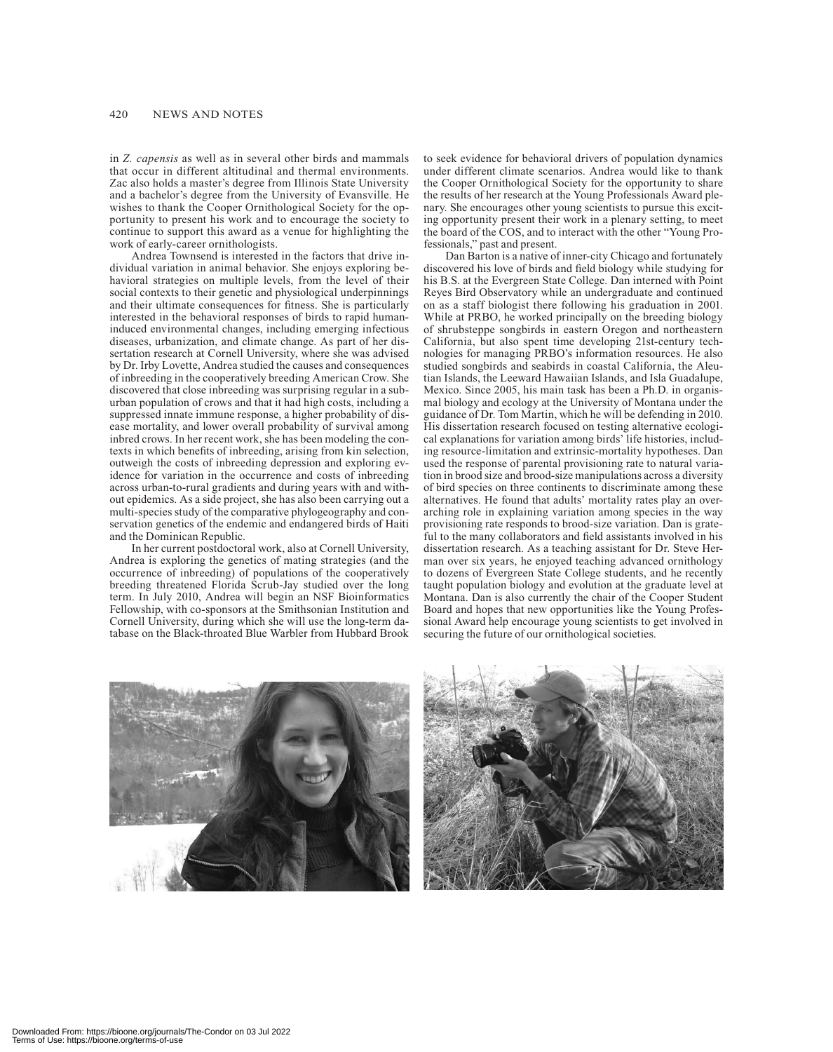in *Z. capensis* as well as in several other birds and mammals that occur in different altitudinal and thermal environments. Zac also holds a master's degree from Illinois State University and a bachelor's degree from the University of Evansville. He wishes to thank the Cooper Ornithological Society for the opportunity to present his work and to encourage the society to continue to support this award as a venue for highlighting the work of early-career ornithologists.

Andrea Townsend is interested in the factors that drive individual variation in animal behavior. She enjoys exploring behavioral strategies on multiple levels, from the level of their social contexts to their genetic and physiological underpinnings and their ultimate consequences for fitness. She is particularly interested in the behavioral responses of birds to rapid human-induced environmental changes, including emerging infectious diseases, urbanization, and climate change. As part of her dissertation research at Cornell University, where she was advised by Dr. Irby Lovette, Andrea studied the causes and consequences of inbreeding in the cooperatively breeding American Crow. She discovered that close inbreeding was surprising regular in a suburban population of crows and that it had high costs, including a suppressed innate immune response, a higher probability of disease mortality, and lower overall probability of survival among inbred crows. In her recent work, she has been modeling the contexts in which benefits of inbreeding, arising from kin selection, outweigh the costs of inbreeding depression and exploring evidence for variation in the occurrence and costs of inbreeding across urban-to-rural gradients and during years with and without epidemics. As a side project, she has also been carrying out a multi-species study of the comparative phylogeography and conservation genetics of the endemic and endangered birds of Haiti and the Dominican Republic.

In her current postdoctoral work, also at Cornell University, Andrea is exploring the genetics of mating strategies (and the occurrence of inbreeding) of populations of the cooperatively breeding threatened Florida Scrub-Jay studied over the long term. In July 2010, Andrea will begin an NSF Bioinformatics Fellowship, with co-sponsors at the Smithsonian Institution and Cornell University, during which she will use the long-term database on the Black-throated Blue Warbler from Hubbard Brook to seek evidence for behavioral drivers of population dynamics under different climate scenarios. Andrea would like to thank the Cooper Ornithological Society for the opportunity to share the results of her research at the Young Professionals Award plenary. She encourages other young scientists to pursue this exciting opportunity present their work in a plenary setting, to meet the board of the COS, and to interact with the other "Young Professionals," past and present.

Dan Barton is a native of inner-city Chicago and fortunately discovered his love of birds and field biology while studying for his B.S. at the Evergreen State College. Dan interned with Point Reyes Bird Observatory while an undergraduate and continued on as a staff biologist there following his graduation in 2001. While at PRBO, he worked principally on the breeding biology of shrubsteppe songbirds in eastern Oregon and northeastern California, but also spent time developing 21st-century technologies for managing PRBO's information resources. He also studied songbirds and seabirds in coastal California, the Aleutian Islands, the Leeward Hawaiian Islands, and Isla Guadalupe, Mexico. Since 2005, his main task has been a Ph.D. in organismal biology and ecology at the University of Montana under the guidance of Dr. Tom Martin, which he will be defending in 2010. His dissertation research focused on testing alternative ecological explanations for variation among birds' life histories, including resource-limitation and extrinsic-mortality hypotheses. Dan used the response of parental provisioning rate to natural variation in brood size and brood-size manipulations across a diversity of bird species on three continents to discriminate among these alternatives. He found that adults' mortality rates play an overarching role in explaining variation among species in the way provisioning rate responds to brood-size variation. Dan is grateful to the many collaborators and field assistants involved in his dissertation research. As a teaching assistant for Dr. Steve Herman over six years, he enjoyed teaching advanced ornithology to dozens of Evergreen State College students, and he recently taught population biology and evolution at the graduate level at Montana. Dan is also currently the chair of the Cooper Student Board and hopes that new opportunities like the Young Professional Award help encourage young scientists to get involved in securing the future of our ornithological societies.